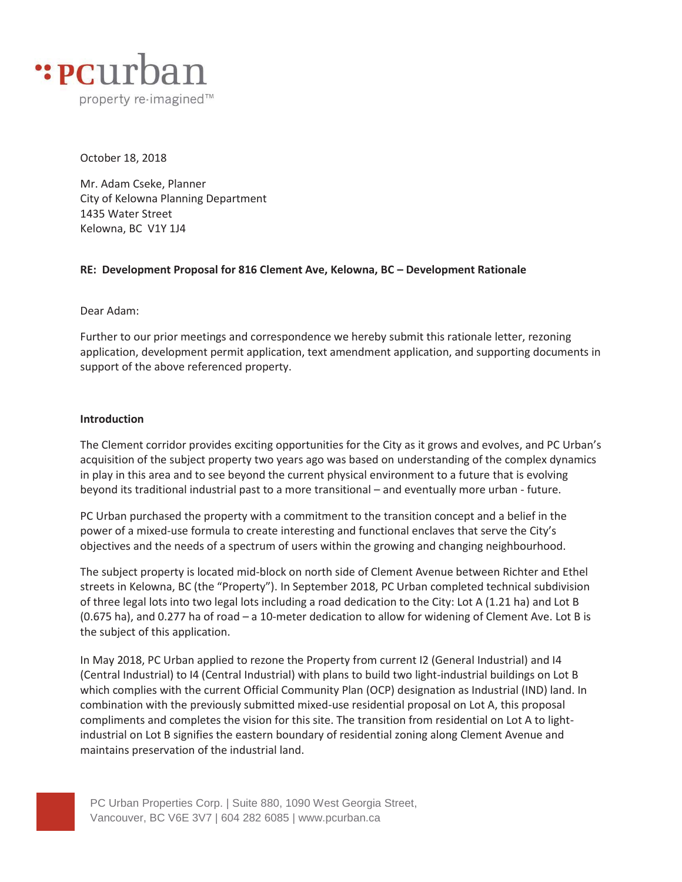:: pcurban

property re·imagined™

October 18, 2018

Mr. Adam Cseke, Planner
City of Kelowna Planning Department
1435 Water Street
Kelowna, BC V1Y 1J4

**RE: Development Proposal for 816 Clement Ave, Kelowna, BC – Development Rationale**

Dear Adam:

Further to our prior meetings and correspondence we hereby submit this rationale letter, rezoning application, development permit application, text amendment application, and supporting documents in support of the above referenced property.

**Introduction**

The Clement corridor provides exciting opportunities for the City as it grows and evolves, and PC Urban's acquisition of the subject property two years ago was based on understanding of the complex dynamics in play in this area and to see beyond the current physical environment to a future that is evolving beyond its traditional industrial past to a more transitional – and eventually more urban - future.

PC Urban purchased the property with a commitment to the transition concept and a belief in the power of a mixed-use formula to create interesting and functional enclaves that serve the City's objectives and the needs of a spectrum of users within the growing and changing neighbourhood.

The subject property is located mid-block on north side of Clement Avenue between Richter and Ethel streets in Kelowna, BC (the "Property"). In September 2018, PC Urban completed technical subdivision of three legal lots into two legal lots including a road dedication to the City: Lot A (1.21 ha) and Lot B (0.675 ha), and 0.277 ha of road – a 10-meter dedication to allow for widening of Clement Ave. Lot B is the subject of this application.

In May 2018, PC Urban applied to rezone the Property from current I2 (General Industrial) and I4 (Central Industrial) to I4 (Central Industrial) with plans to build two light-industrial buildings on Lot B which complies with the current Official Community Plan (OCP) designation as Industrial (IND) land. In combination with the previously submitted mixed-use residential proposal on Lot A, this proposal compliments and completes the vision for this site. The transition from residential on Lot A to light-industrial on Lot B signifies the eastern boundary of residential zoning along Clement Avenue and maintains preservation of the industrial land.

PC Urban Properties Corp. | Suite 880, 1090 West Georgia Street, Vancouver, BC V6E 3V7 | 604 282 6085 | www.pcurban.ca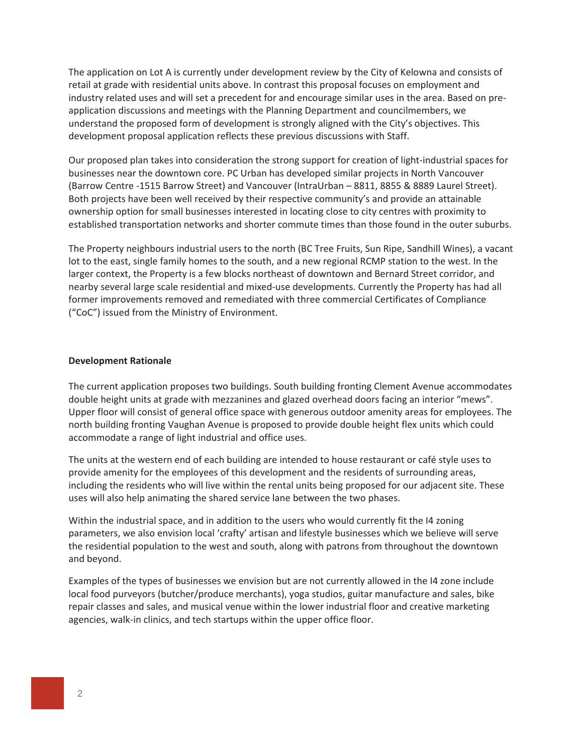The application on Lot A is currently under development review by the City of Kelowna and consists of retail at grade with residential units above. In contrast this proposal focuses on employment and industry related uses and will set a precedent for and encourage similar uses in the area. Based on pre-application discussions and meetings with the Planning Department and councilmembers, we understand the proposed form of development is strongly aligned with the City's objectives. This development proposal application reflects these previous discussions with Staff.

Our proposed plan takes into consideration the strong support for creation of light-industrial spaces for businesses near the downtown core. PC Urban has developed similar projects in North Vancouver (Barrow Centre -1515 Barrow Street) and Vancouver (IntraUrban – 8811, 8855 & 8889 Laurel Street). Both projects have been well received by their respective community's and provide an attainable ownership option for small businesses interested in locating close to city centres with proximity to established transportation networks and shorter commute times than those found in the outer suburbs.

The Property neighbours industrial users to the north (BC Tree Fruits, Sun Ripe, Sandhill Wines), a vacant lot to the east, single family homes to the south, and a new regional RCMP station to the west. In the larger context, the Property is a few blocks northeast of downtown and Bernard Street corridor, and nearby several large scale residential and mixed-use developments. Currently the Property has had all former improvements removed and remediated with three commercial Certificates of Compliance ("CoC") issued from the Ministry of Environment.

**Development Rationale**

The current application proposes two buildings. South building fronting Clement Avenue accommodates double height units at grade with mezzanines and glazed overhead doors facing an interior "mews". Upper floor will consist of general office space with generous outdoor amenity areas for employees. The north building fronting Vaughan Avenue is proposed to provide double height flex units which could accommodate a range of light industrial and office uses.

The units at the western end of each building are intended to house restaurant or café style uses to provide amenity for the employees of this development and the residents of surrounding areas, including the residents who will live within the rental units being proposed for our adjacent site. These uses will also help animating the shared service lane between the two phases.

Within the industrial space, and in addition to the users who would currently fit the I4 zoning parameters, we also envision local 'crafty' artisan and lifestyle businesses which we believe will serve the residential population to the west and south, along with patrons from throughout the downtown and beyond.

Examples of the types of businesses we envision but are not currently allowed in the I4 zone include local food purveyors (butcher/produce merchants), yoga studios, guitar manufacture and sales, bike repair classes and sales, and musical venue within the lower industrial floor and creative marketing agencies, walk-in clinics, and tech startups within the upper office floor.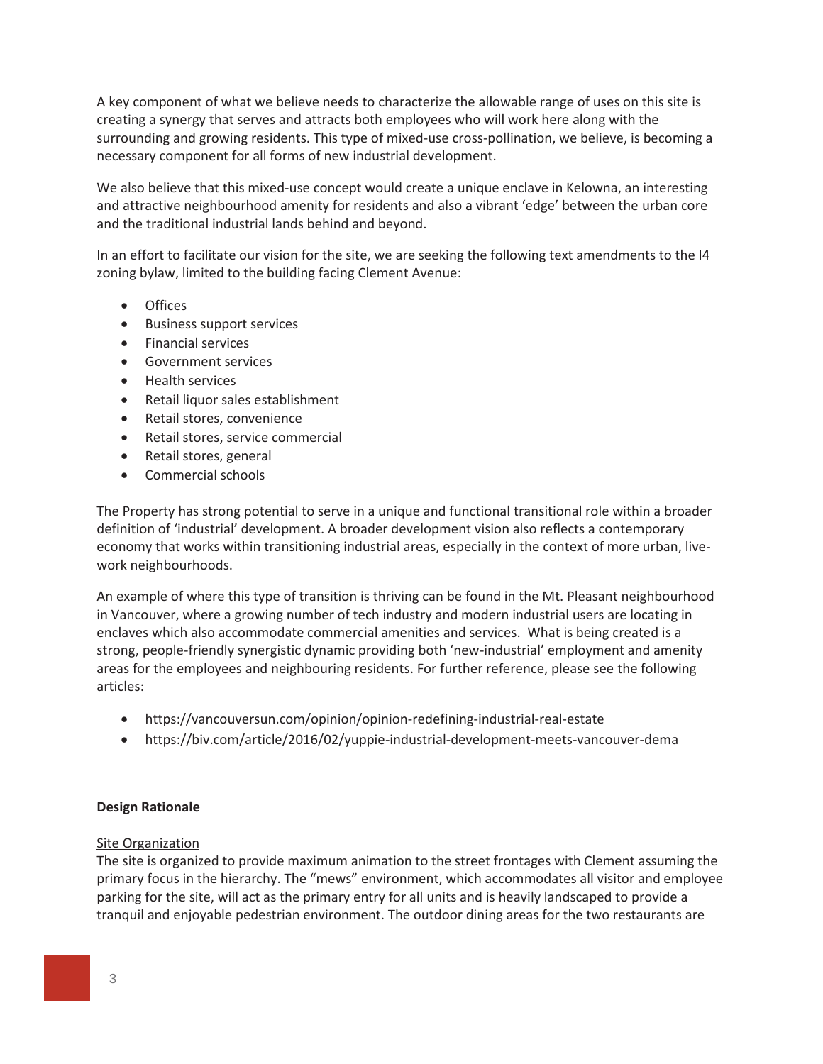A key component of what we believe needs to characterize the allowable range of uses on this site is creating a synergy that serves and attracts both employees who will work here along with the surrounding and growing residents. This type of mixed-use cross-pollination, we believe, is becoming a necessary component for all forms of new industrial development.

We also believe that this mixed-use concept would create a unique enclave in Kelowna, an interesting and attractive neighbourhood amenity for residents and also a vibrant 'edge' between the urban core and the traditional industrial lands behind and beyond.

In an effort to facilitate our vision for the site, we are seeking the following text amendments to the I4 zoning bylaw, limited to the building facing Clement Avenue:

- Offices
- Business support services
- Financial services
- Government services
- Health services
- Retail liquor sales establishment
- Retail stores, convenience
- Retail stores, service commercial
- Retail stores, general
- Commercial schools

The Property has strong potential to serve in a unique and functional transitional role within a broader definition of 'industrial' development. A broader development vision also reflects a contemporary economy that works within transitioning industrial areas, especially in the context of more urban, live-work neighbourhoods.

An example of where this type of transition is thriving can be found in the Mt. Pleasant neighbourhood in Vancouver, where a growing number of tech industry and modern industrial users are locating in enclaves which also accommodate commercial amenities and services. What is being created is a strong, people-friendly synergistic dynamic providing both 'new-industrial' employment and amenity areas for the employees and neighbouring residents. For further reference, please see the following articles:

- https://vancouversun.com/opinion/opinion-redefining-industrial-real-estate
- https://biv.com/article/2016/02/yuppie-industrial-development-meets-vancouver-dema

**Design Rationale**

<u>Site Organization</u>

The site is organized to provide maximum animation to the street frontages with Clement assuming the primary focus in the hierarchy. The "mews" environment, which accommodates all visitor and employee parking for the site, will act as the primary entry for all units and is heavily landscaped to provide a tranquil and enjoyable pedestrian environment. The outdoor dining areas for the two restaurants are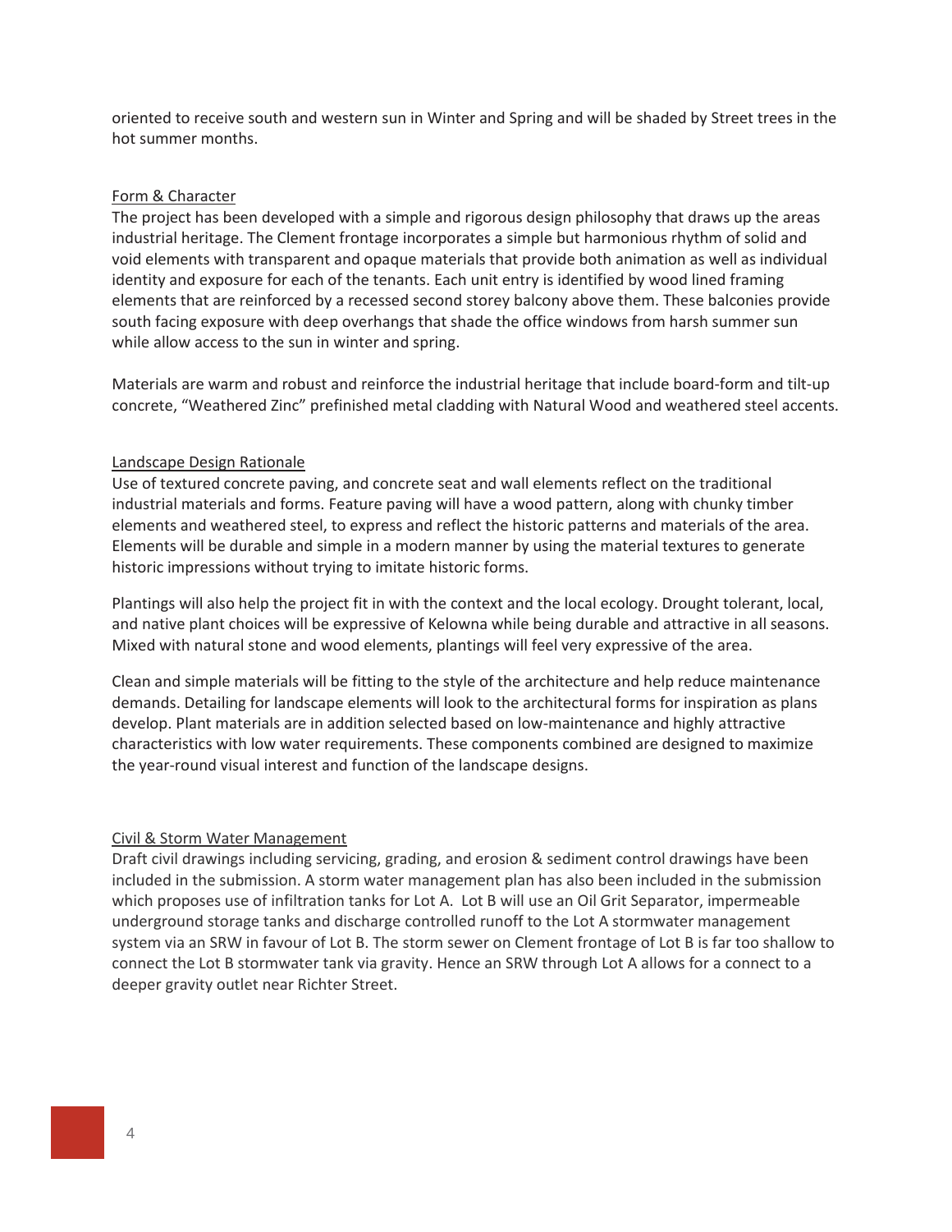oriented to receive south and western sun in Winter and Spring and will be shaded by Street trees in the hot summer months.

### Form & Character

The project has been developed with a simple and rigorous design philosophy that draws up the areas industrial heritage. The Clement frontage incorporates a simple but harmonious rhythm of solid and void elements with transparent and opaque materials that provide both animation as well as individual identity and exposure for each of the tenants. Each unit entry is identified by wood lined framing elements that are reinforced by a recessed second storey balcony above them. These balconies provide south facing exposure with deep overhangs that shade the office windows from harsh summer sun while allow access to the sun in winter and spring.

Materials are warm and robust and reinforce the industrial heritage that include board-form and tilt-up concrete, "Weathered Zinc" prefinished metal cladding with Natural Wood and weathered steel accents.

### Landscape Design Rationale

Use of textured concrete paving, and concrete seat and wall elements reflect on the traditional industrial materials and forms. Feature paving will have a wood pattern, along with chunky timber elements and weathered steel, to express and reflect the historic patterns and materials of the area. Elements will be durable and simple in a modern manner by using the material textures to generate historic impressions without trying to imitate historic forms.

Plantings will also help the project fit in with the context and the local ecology. Drought tolerant, local, and native plant choices will be expressive of Kelowna while being durable and attractive in all seasons. Mixed with natural stone and wood elements, plantings will feel very expressive of the area.

Clean and simple materials will be fitting to the style of the architecture and help reduce maintenance demands. Detailing for landscape elements will look to the architectural forms for inspiration as plans develop. Plant materials are in addition selected based on low-maintenance and highly attractive characteristics with low water requirements. These components combined are designed to maximize the year-round visual interest and function of the landscape designs.

### Civil & Storm Water Management

Draft civil drawings including servicing, grading, and erosion & sediment control drawings have been included in the submission. A storm water management plan has also been included in the submission which proposes use of infiltration tanks for Lot A. Lot B will use an Oil Grit Separator, impermeable underground storage tanks and discharge controlled runoff to the Lot A stormwater management system via an SRW in favour of Lot B. The storm sewer on Clement frontage of Lot B is far too shallow to connect the Lot B stormwater tank via gravity. Hence an SRW through Lot A allows for a connect to a deeper gravity outlet near Richter Street.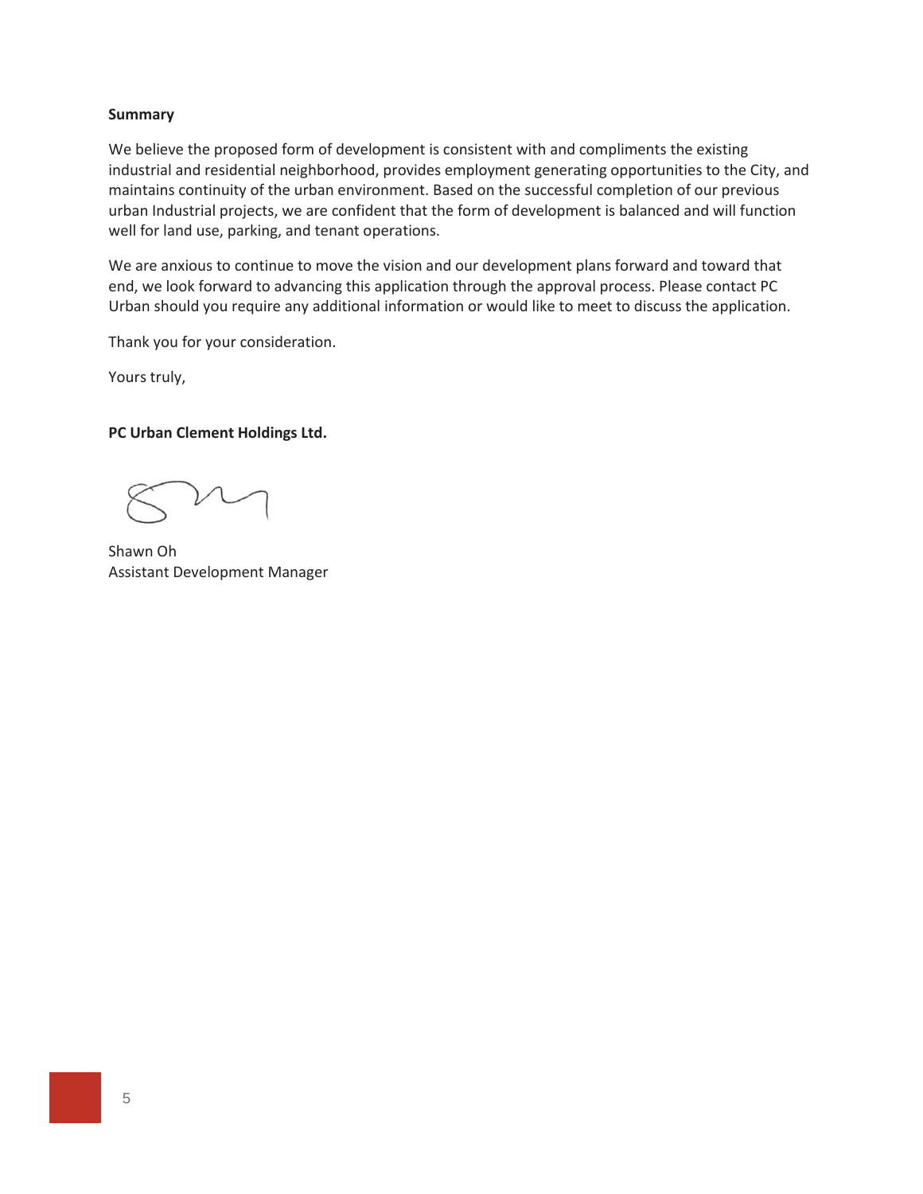**Summary**

We believe the proposed form of development is consistent with and compliments the existing industrial and residential neighborhood, provides employment generating opportunities to the City, and maintains continuity of the urban environment. Based on the successful completion of our previous urban Industrial projects, we are confident that the form of development is balanced and will function well for land use, parking, and tenant operations.

We are anxious to continue to move the vision and our development plans forward and toward that end, we look forward to advancing this application through the approval process. Please contact PC Urban should you require any additional information or would like to meet to discuss the application.

Thank you for your consideration.

Yours truly,

**PC Urban Clement Holdings Ltd.**

Shawn Oh
Assistant Development Manager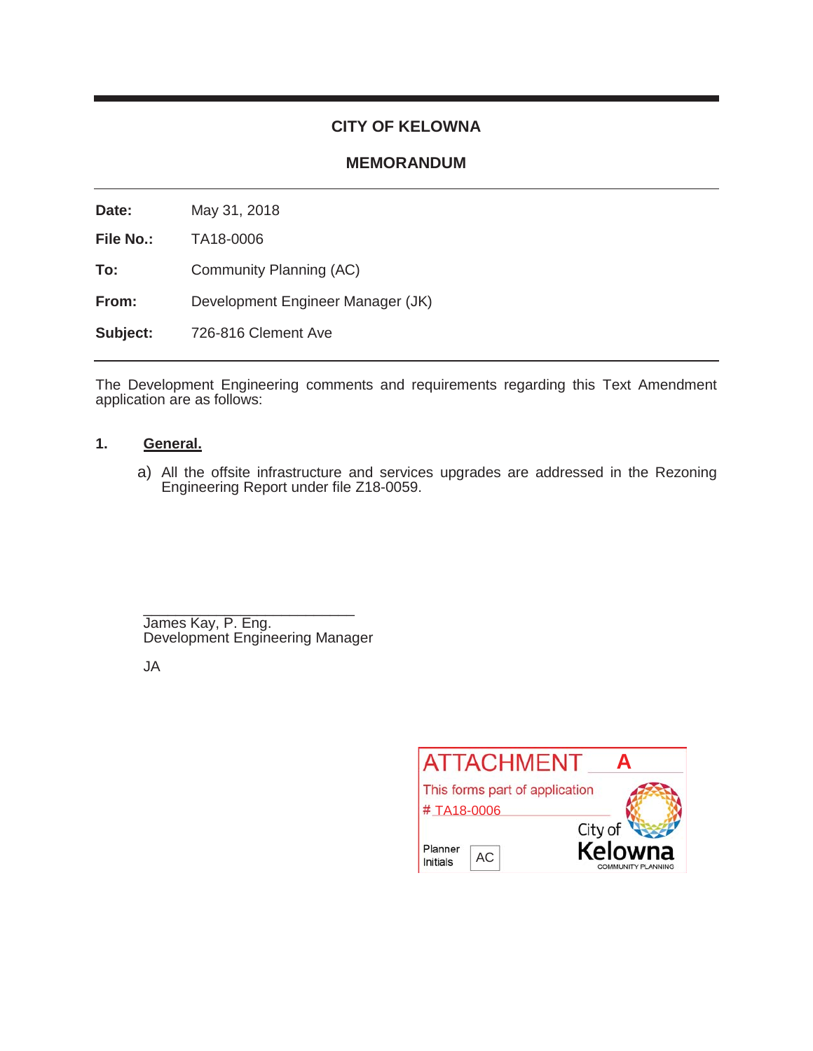# CITY OF KELOWNA

## MEMORANDUM

| | |
|---|---|
| **Date:** | May 31, 2018 |
| **File No.:** | TA18-0006 |
| **To:** | Community Planning (AC) |
| **From:** | Development Engineer Manager (JK) |
| **Subject:** | 726-816 Clement Ave |

The Development Engineering comments and requirements regarding this Text Amendment application are as follows:

**1. General.**

a) All the offsite infrastructure and services upgrades are addressed in the Rezoning Engineering Report under file Z18-0059.

\_\_\_\_\_\_\_\_\_\_\_\_\_\_\_\_\_\_\_\_\_\_\_\_\_\_\_\_
James Kay, P. Eng.
Development Engineering Manager

JA

ATTACHMENT A

This forms part of application

\# TA18-0006

City of Kelowna

COMMUNITY PLANNING

Planner Initials AC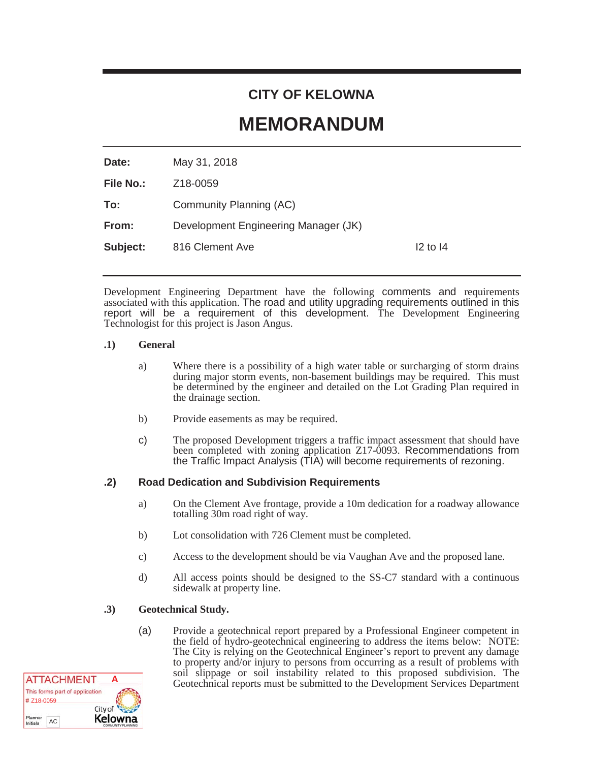# CITY OF KELOWNA

# MEMORANDUM

| | | |
|---|---|---|
| **Date:** | May 31, 2018 | |
| **File No.:** | Z18-0059 | |
| **To:** | Community Planning (AC) | |
| **From:** | Development Engineering Manager (JK) | |
| **Subject:** | 816 Clement Ave | I2 to I4 |

Development Engineering Department have the following comments and requirements associated with this application. The road and utility upgrading requirements outlined in this report will be a requirement of this development. The Development Engineering Technologist for this project is Jason Angus.

## .1) General

a) Where there is a possibility of a high water table or surcharging of storm drains during major storm events, non-basement buildings may be required. This must be determined by the engineer and detailed on the Lot Grading Plan required in the drainage section.

b) Provide easements as may be required.

c) The proposed Development triggers a traffic impact assessment that should have been completed with zoning application Z17-0093. Recommendations from the Traffic Impact Analysis (TIA) will become requirements of rezoning.

## .2) Road Dedication and Subdivision Requirements

a) On the Clement Ave frontage, provide a 10m dedication for a roadway allowance totalling 30m road right of way.

b) Lot consolidation with 726 Clement must be completed.

c) Access to the development should be via Vaughan Ave and the proposed lane.

d) All access points should be designed to the SS-C7 standard with a continuous sidewalk at property line.

## .3) Geotechnical Study.

(a) Provide a geotechnical report prepared by a Professional Engineer competent in the field of hydro-geotechnical engineering to address the items below: NOTE: The City is relying on the Geotechnical Engineer's report to prevent any damage to property and/or injury to persons from occurring as a result of problems with soil slippage or soil instability related to this proposed subdivision. The Geotechnical reports must be submitted to the Development Services Department

ATTACHMENT A
This forms part of application
# Z18-0059
Planner Initials AC
City of Kelowna COMMUNITY PLANNING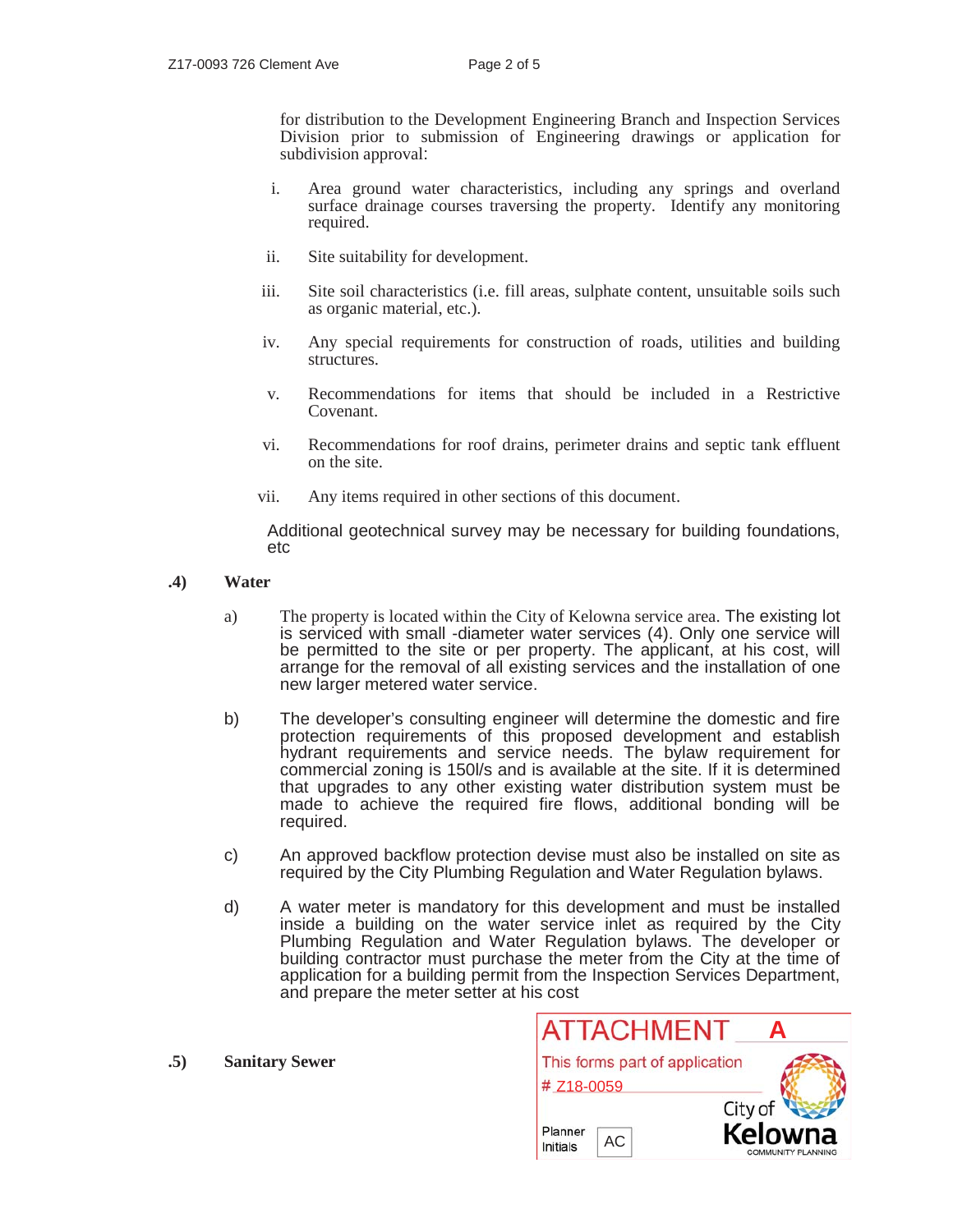for distribution to the Development Engineering Branch and Inspection Services Division prior to submission of Engineering drawings or application for subdivision approval:

i. Area ground water characteristics, including any springs and overland surface drainage courses traversing the property. Identify any monitoring required.

ii. Site suitability for development.

iii. Site soil characteristics (i.e. fill areas, sulphate content, unsuitable soils such as organic material, etc.).

iv. Any special requirements for construction of roads, utilities and building structures.

v. Recommendations for items that should be included in a Restrictive Covenant.

vi. Recommendations for roof drains, perimeter drains and septic tank effluent on the site.

vii. Any items required in other sections of this document.

Additional geotechnical survey may be necessary for building foundations, etc

**.4) Water**

a) The property is located within the City of Kelowna service area. The existing lot is serviced with small -diameter water services (4). Only one service will be permitted to the site or per property. The applicant, at his cost, will arrange for the removal of all existing services and the installation of one new larger metered water service.

b) The developer's consulting engineer will determine the domestic and fire protection requirements of this proposed development and establish hydrant requirements and service needs. The bylaw requirement for commercial zoning is 150l/s and is available at the site. If it is determined that upgrades to any other existing water distribution system must be made to achieve the required fire flows, additional bonding will be required.

c) An approved backflow protection devise must also be installed on site as required by the City Plumbing Regulation and Water Regulation bylaws.

d) A water meter is mandatory for this development and must be installed inside a building on the water service inlet as required by the City Plumbing Regulation and Water Regulation bylaws. The developer or building contractor must purchase the meter from the City at the time of application for a building permit from the Inspection Services Department, and prepare the meter setter at his cost

**.5) Sanitary Sewer**

ATTACHMENT A
This forms part of application
# Z18-0059
City of Kelowna
COMMUNITY PLANNING
Planner Initials AC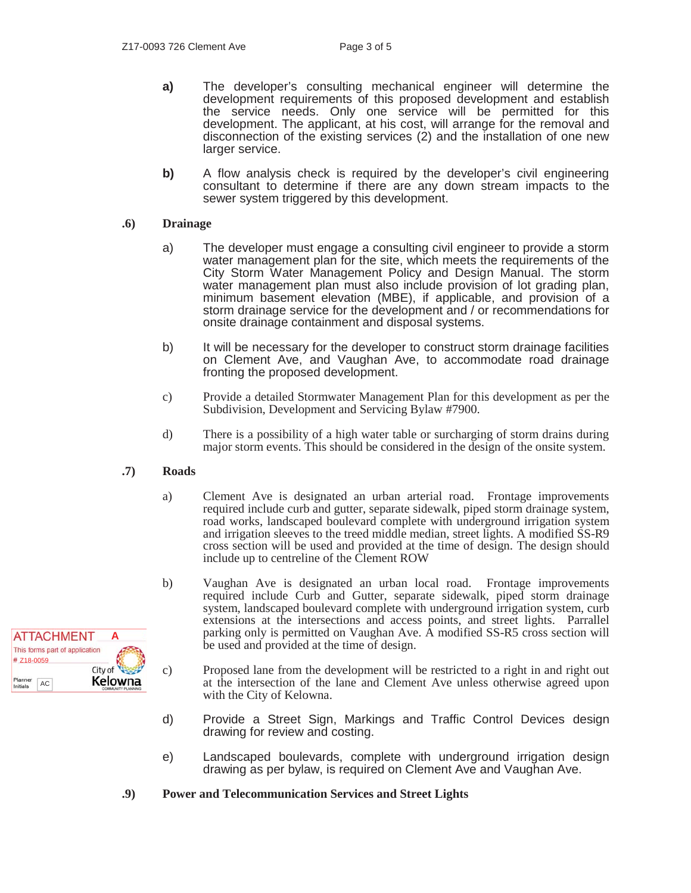**a)** The developer's consulting mechanical engineer will determine the development requirements of this proposed development and establish the service needs. Only one service will be permitted for this development. The applicant, at his cost, will arrange for the removal and disconnection of the existing services (2) and the installation of one new larger service.

**b)** A flow analysis check is required by the developer's civil engineering consultant to determine if there are any down stream impacts to the sewer system triggered by this development.

**.6) Drainage**

a) The developer must engage a consulting civil engineer to provide a storm water management plan for the site, which meets the requirements of the City Storm Water Management Policy and Design Manual. The storm water management plan must also include provision of lot grading plan, minimum basement elevation (MBE), if applicable, and provision of a storm drainage service for the development and / or recommendations for onsite drainage containment and disposal systems.

b) It will be necessary for the developer to construct storm drainage facilities on Clement Ave, and Vaughan Ave, to accommodate road drainage fronting the proposed development.

c) Provide a detailed Stormwater Management Plan for this development as per the Subdivision, Development and Servicing Bylaw #7900.

d) There is a possibility of a high water table or surcharging of storm drains during major storm events. This should be considered in the design of the onsite system.

**.7) Roads**

a) Clement Ave is designated an urban arterial road. Frontage improvements required include curb and gutter, separate sidewalk, piped storm drainage system, road works, landscaped boulevard complete with underground irrigation system and irrigation sleeves to the treed middle median, street lights. A modified SS-R9 cross section will be used and provided at the time of design. The design should include up to centreline of the Clement ROW

b) Vaughan Ave is designated an urban local road. Frontage improvements required include Curb and Gutter, separate sidewalk, piped storm drainage system, landscaped boulevard complete with underground irrigation system, curb extensions at the intersections and access points, and street lights. Parralel parking only is permitted on Vaughan Ave. A modified SS-R5 cross section will be used and provided at the time of design.

c) Proposed lane from the development will be restricted to a right in and right out at the intersection of the lane and Clement Ave unless otherwise agreed upon with the City of Kelowna.

d) Provide a Street Sign, Markings and Traffic Control Devices design drawing for review and costing.

e) Landscaped boulevards, complete with underground irrigation design drawing as per bylaw, is required on Clement Ave and Vaughan Ave.

**.9) Power and Telecommunication Services and Street Lights**

ATTACHMENT A
This forms part of application
# Z18-0059
City of Kelowna
COMMUNITY PLANNING
Planner Initials AC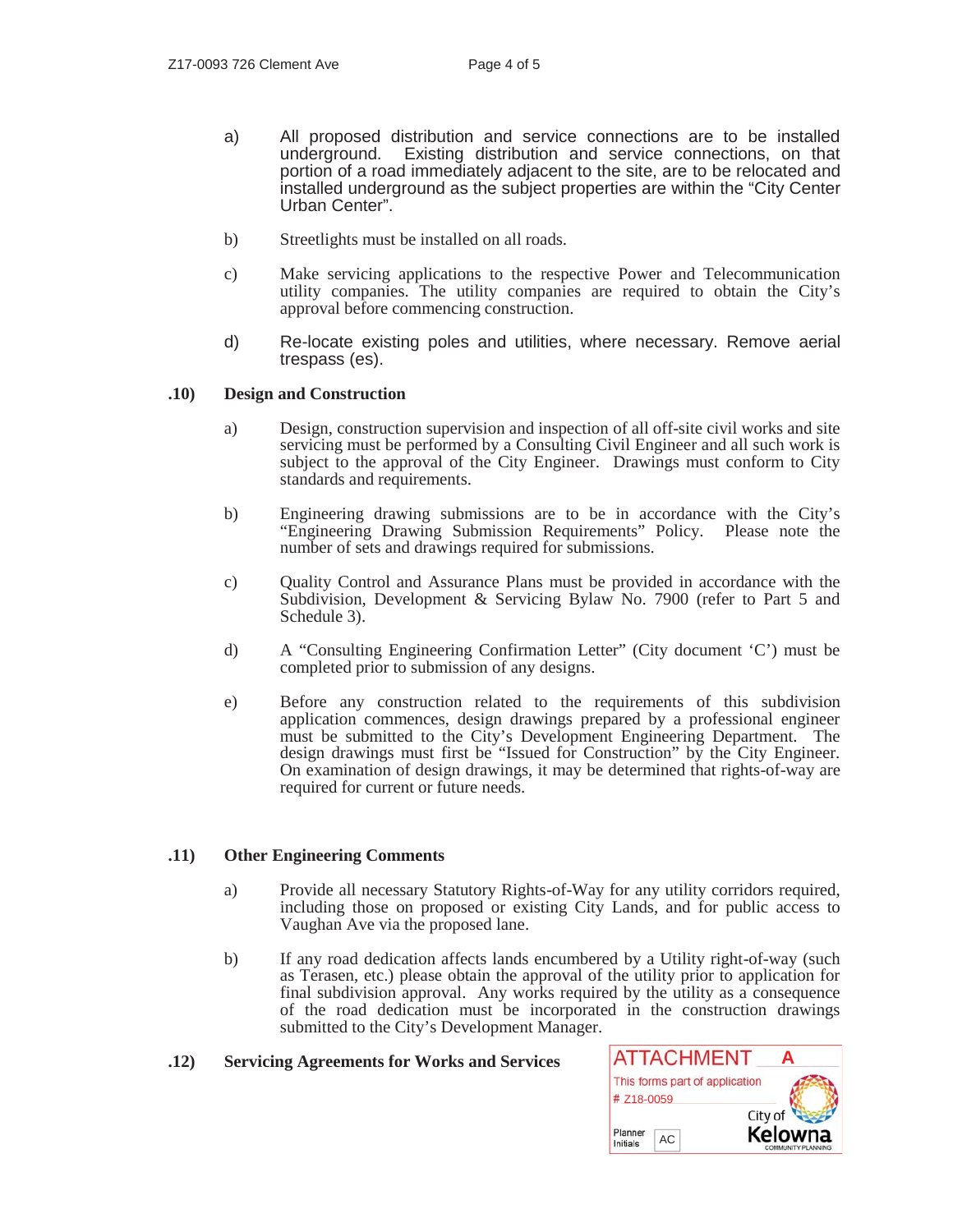a) All proposed distribution and service connections are to be installed underground. Existing distribution and service connections, on that portion of a road immediately adjacent to the site, are to be relocated and installed underground as the subject properties are within the "City Center Urban Center".

b) Streetlights must be installed on all roads.

c) Make servicing applications to the respective Power and Telecommunication utility companies. The utility companies are required to obtain the City's approval before commencing construction.

d) Re-locate existing poles and utilities, where necessary. Remove aerial trespass (es).

**.10) Design and Construction**

a) Design, construction supervision and inspection of all off-site civil works and site servicing must be performed by a Consulting Civil Engineer and all such work is subject to the approval of the City Engineer. Drawings must conform to City standards and requirements.

b) Engineering drawing submissions are to be in accordance with the City's "Engineering Drawing Submission Requirements" Policy. Please note the number of sets and drawings required for submissions.

c) Quality Control and Assurance Plans must be provided in accordance with the Subdivision, Development & Servicing Bylaw No. 7900 (refer to Part 5 and Schedule 3).

d) A "Consulting Engineering Confirmation Letter" (City document 'C') must be completed prior to submission of any designs.

e) Before any construction related to the requirements of this subdivision application commences, design drawings prepared by a professional engineer must be submitted to the City's Development Engineering Department. The design drawings must first be "Issued for Construction" by the City Engineer. On examination of design drawings, it may be determined that rights-of-way are required for current or future needs.

**.11) Other Engineering Comments**

a) Provide all necessary Statutory Rights-of-Way for any utility corridors required, including those on proposed or existing City Lands, and for public access to Vaughan Ave via the proposed lane.

b) If any road dedication affects lands encumbered by a Utility right-of-way (such as Terasen, etc.) please obtain the approval of the utility prior to application for final subdivision approval. Any works required by the utility as a consequence of the road dedication must be incorporated in the construction drawings submitted to the City's Development Manager.

**.12) Servicing Agreements for Works and Services**

ATTACHMENT A
This forms part of application
# Z18-0059
Planner Initials: AC
City of Kelowna
COMMUNITY PLANNING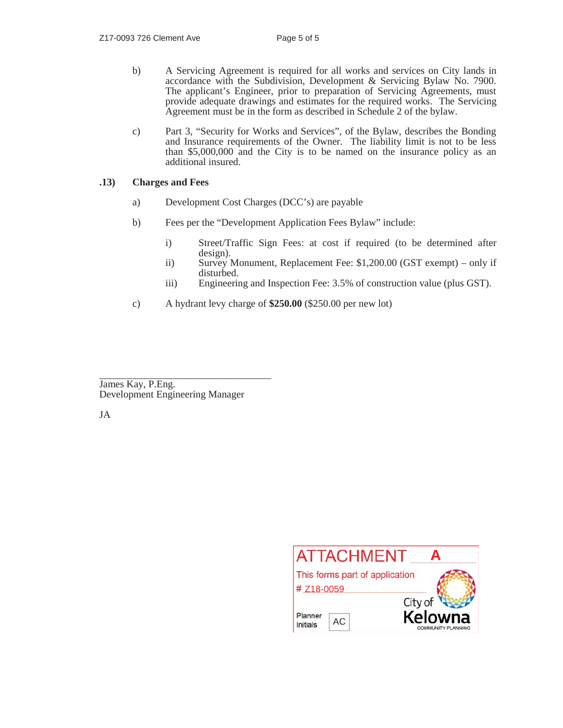b) A Servicing Agreement is required for all works and services on City lands in accordance with the Subdivision, Development & Servicing Bylaw No. 7900. The applicant's Engineer, prior to preparation of Servicing Agreements, must provide adequate drawings and estimates for the required works. The Servicing Agreement must be in the form as described in Schedule 2 of the bylaw.

c) Part 3, "Security for Works and Services", of the Bylaw, describes the Bonding and Insurance requirements of the Owner. The liability limit is not to be less than $5,000,000 and the City is to be named on the insurance policy as an additional insured.

**.13) Charges and Fees**

a) Development Cost Charges (DCC's) are payable

b) Fees per the "Development Application Fees Bylaw" include:

i) Street/Traffic Sign Fees: at cost if required (to be determined after design).
ii) Survey Monument, Replacement Fee: $1,200.00 (GST exempt) – only if disturbed.
iii) Engineering and Inspection Fee: 3.5% of construction value (plus GST).

c) A hydrant levy charge of **$250.00** ($250.00 per new lot)

\_\_\_\_\_\_\_\_\_\_\_\_\_\_\_\_\_\_\_\_\_\_\_\_\_\_\_\_\_\_\_\_\_\_\_\_

James Kay, P.Eng.
Development Engineering Manager

JA

ATTACHMENT A
This forms part of application
# Z18-0059
Planner Initials AC
City of Kelowna
COMMUNITY PLANNING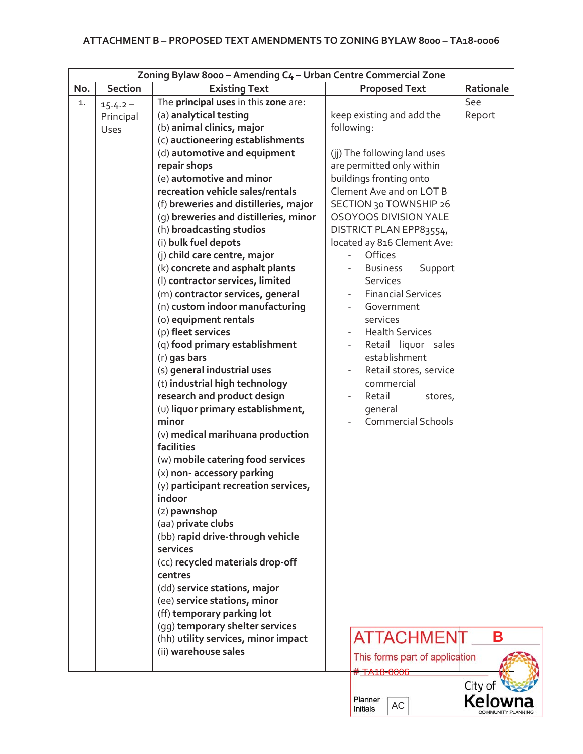**ATTACHMENT B – PROPOSED TEXT AMENDMENTS TO ZONING BYLAW 8000 – TA18-0006**

| Zoning Bylaw 8000 – Amending C4 – Urban Centre Commercial Zone | | | | |
|---|---|---|---|---|
| **No.** | **Section** | **Existing Text** | **Proposed Text** | **Rationale** |
| 1. | 15.4.2 – Principal Uses | The **principal uses** in this **zone** are:<br>(a) **analytical testing**<br>(b) **animal clinics, major**<br>(c) **auctioneering establishments**<br>(d) **automotive and equipment repair shops**<br>(e) **automotive and minor recreation vehicle sales/rentals**<br>(f) **breweries and distilleries, major**<br>(g) **breweries and distilleries, minor**<br>(h) **broadcasting studios**<br>(i) **bulk fuel depots**<br>(j) **child care centre, major**<br>(k) **concrete and asphalt plants**<br>(l) **contractor services, limited**<br>(m) **contractor services, general**<br>(n) **custom indoor manufacturing**<br>(o) **equipment rentals**<br>(p) **fleet services**<br>(q) **food primary establishment**<br>(r) **gas bars**<br>(s) **general industrial uses**<br>(t) **industrial high technology research and product design**<br>(u) **liquor primary establishment, minor**<br>(v) **medical marihuana production facilities**<br>(w) **mobile catering food services**<br>(x) **non- accessory parking**<br>(y) **participant recreation services, indoor**<br>(z) **pawnshop**<br>(aa) **private clubs**<br>(bb) **rapid drive-through vehicle services**<br>(cc) **recycled materials drop-off centres**<br>(dd) **service stations, major**<br>(ee) **service stations, minor**<br>(ff) **temporary parking lot**<br>(gg) **temporary shelter services**<br>(hh) **utility services, minor impact**<br>(ii) **warehouse sales** | keep existing and add the following:<br><br>(jj) The following land uses are permitted only within buildings fronting onto Clement Ave and on LOT B SECTION 30 TOWNSHIP 26 OSOYOOS DIVISION YALE DISTRICT PLAN EPP83554, located ay 816 Clement Ave:<br>- Offices<br>- Business Support Services<br>- Financial Services<br>- Government services<br>- Health Services<br>- Retail liquor sales establishment<br>- Retail stores, service commercial<br>- Retail stores, general<br>- Commercial Schools | See Report |

ATTACHMENT B

This forms part of application
~~# TA18-0006~~

Planner Initials: AC

City of Kelowna
COMMUNITY PLANNING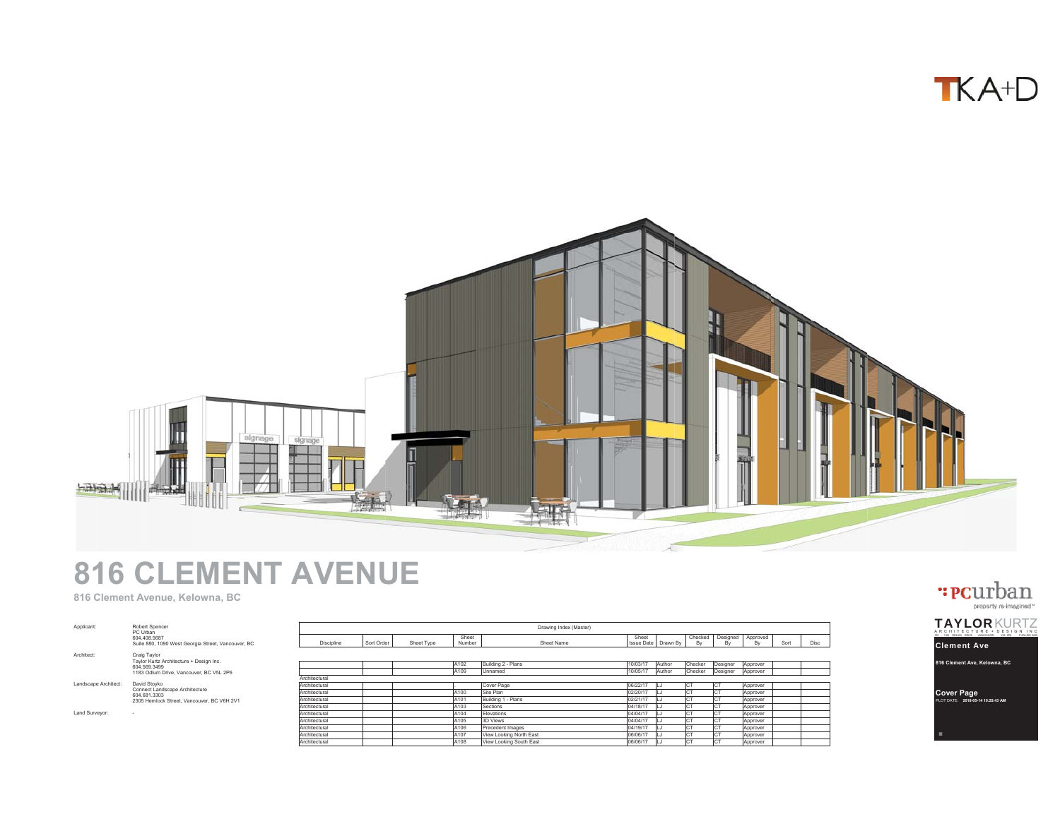TKA+D

# 816 CLEMENT AVENUE

**816 Clement Avenue, Kelowna, BC**

Applicant: Robert Spencer
PC Urban
604.408.5687
Suite 880, 1090 West Georgia Street, Vancouver, BC

Architect: Craig Taylor
Taylor Kurtz Architecture + Design Inc.
604.569.3499
1183 Odlum Drive, Vancouver, BC V5L 2P6

Landscape Architect: David Stoyko
Connect Landscape Architecture
604.681.3303
2305 Hemlock Street, Vancouver, BC V6H 2V1

Land Surveyor: -

| Drawing Index (Master) | | | | | | | | | | | |
|---|---|---|---|---|---|---|---|---|---|---|---|
| Discipline | Sort Order | Sheet Type | Sheet Number | Sheet Name | Sheet Issue Date | Drawn By | Checked By | Designed By | Approved By | Sort | Disc |
| | | | A102 | Building 2 - Plans | 10/03/17 | Author | Checker | Designer | Approver | | |
| | | | A109 | Unnamed | 10/05/17 | Author | Checker | Designer | Approver | | |
| Architectural | | | | | | | | | | | |
| Architectural | | | | Cover Page | 06/22/17 | LJ | CT | CT | Approver | | |
| Architectural | | | A100 | Site Plan | 02/20/17 | LJ | CT | CT | Approver | | |
| Architectural | | | A101 | Building 1 - Plans | 02/21/17 | LJ | CT | CT | Approver | | |
| Architectural | | | A103 | Sections | 04/18/17 | LJ | CT | CT | Approver | | |
| Architectural | | | A104 | Elevations | 04/04/17 | LJ | CT | CT | Approver | | |
| Architectural | | | A105 | 3D Views | 04/04/17 | LJ | CT | CT | Approver | | |
| Architectural | | | A106 | Precedent Images | 04/19/17 | LJ | CT | CT | Approver | | |
| Architectural | | | A107 | View Looking North East | 06/06/17 | LJ | CT | CT | Approver | | |
| Architectural | | | A108 | View Looking South East | 06/06/17 | LJ | CT | CT | Approver | | |

PCurban
property re-imagined™

TAYLOR KURTZ
ARCHITECTURE + DESIGN INC

**Clement Ave**

**816 Clement Ave, Kelowna, BC**

**Cover Page**
PLOT DATE: 2018-05-14 10:29:43 AM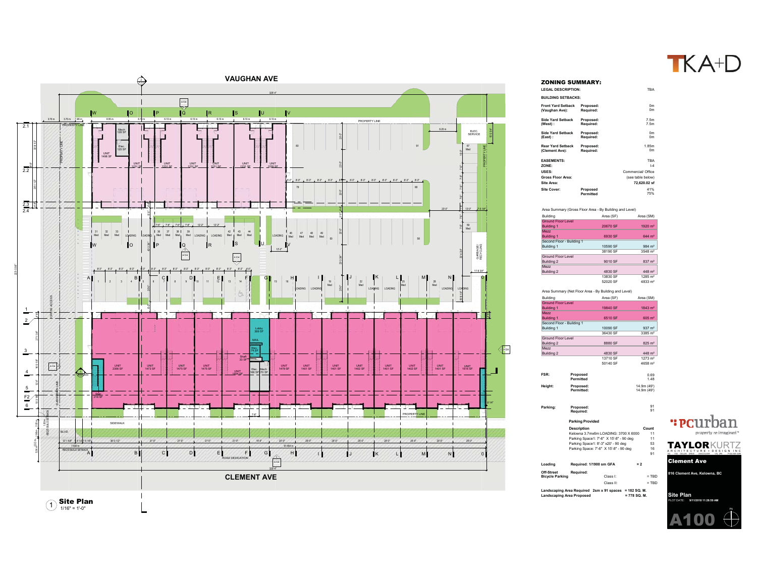# ZONING SUMMARY:

| | | |
|---|---|---|
| **LEGAL DESCRIPTION:** | | TBA |
| **BUILDING SETBACKS:** | | |
| **Front Yard Setback (Vaughan Ave):** | Proposed: | 0m |
| | Required: | 0m |
| **Side Yard Setback (West) :** | Proposed: | 7.5m |
| | Required: | 7.5m |
| **Side Yard Setback (East) :** | Proposed: | 0m |
| | Required: | 0m |
| **Rear Yard Setback (Clement Ave):** | Proposed: | 1.85m |
| | Required: | 0m |
| **EASEMENTS:** | | TBA |
| **ZONE:** | | I-4 |
| **USES:** | | Commercial/ Office |
| **Gross Floor Area:** | | (see table below) |
| **Site Area:** | | **72,620.02 sf** |
| **Site Cover:** | Proposed | 41% |
| | Permitted | 75% |

Area Summary (Gross Floor Area - By Building and Level)

| Building | Area (SF) | Area (SM) |
|---|---|---|
| Ground Floor Level | | |
| Building 1 | 20670 SF | 1920 m² |
| Mezz | | |
| Building 1 | 6930 SF | 644 m² |
| Second Floor - Building 1 | | |
| Building 1 | 10590 SF | 984 m² |
| | 38190 SF | 3548 m² |
| Ground Floor Level | | |
| Building 2 | 9010 SF | 837 m² |
| Mezz | | |
| Building 2 | 4830 SF | 448 m² |
| | 13830 SF | 1285 m² |
| | 52020 SF | 4833 m² |

Area Summary (Net Floor Area - By Building and Level)

| Building | Area (SF) | Area (SM) |
|---|---|---|
| Ground Floor Level | | |
| Building 1 | 19840 SF | 1843 m² |
| Mezz | | |
| Building 1 | 6510 SF | 605 m² |
| Second Floor - Building 1 | | |
| Building 1 | 10090 SF | 937 m² |
| | 36430 SF | 3385 m² |
| Ground Floor Level | | |
| Building 2 | 8880 SF | 825 m² |
| Mezz | | |
| Building 2 | 4830 SF | 448 m² |
| | 13710 SF | 1273 m² |
| | 50140 SF | 4658 m² |

| | | |
|---|---|---|
| **FSR:** | Proposed | 0.69 |
| | Permitted | 1.48 |
| **Height:** | Proposed: | 14.9m (49') |
| | Permitted: | 14.9m (49') |
| **Parking:** | Proposed: | 91 |
| | Required: | 91 |

**Parking Provided**

| Description | Count |
|---|---|
| Kelowna 3.7mx6m LOADING: 3700 X 6000 | 11 |
| Parking Space1: 7'-6" X 15'-8" - 90 deg | 11 |
| Parking Space1: 8'-3" x20' - 90 deg | 53 |
| Parking Space: 7'-6" X 15'-8" - 90 deg | 16 |
| | 91 |

**Loading** — Required: 1/1900 sm GFA = 2

**Off-Street Bicycle Parking** — Required: Class I: = TBD; Class II: = TBD

**Landscaping Area Required** 2sm x 91 spaces = 182 SQ. M.

**Landscaping Area Proposed** = 778 SQ. M.

VAUGHAN AVE

CLEMENT AVE

1 **Site Plan**
1/16" = 1'-0"

TKA+D

PCurban property re-imagined

TAYLOR KURTZ ARCHITECTURE + DESIGN INC

**Clement Ave**
816 Clement Ave, Kelowna, BC

**Site Plan**
PLOT DATE: 9/11/2018 11:28:59 AM

**A100**